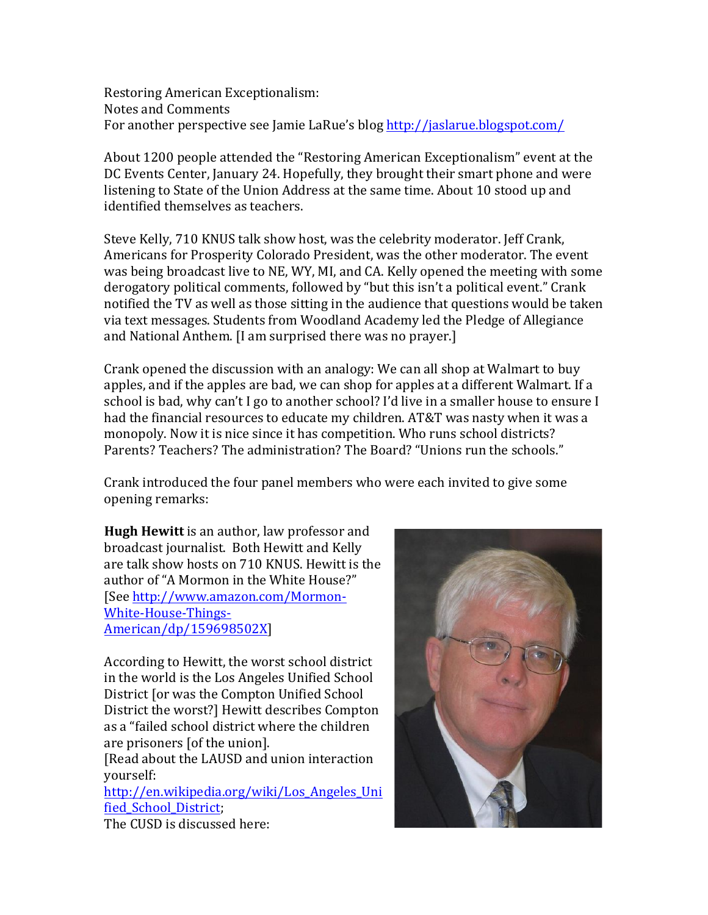Restoring American Exceptionalism:
Notes and Comments
For another perspective see Jamie LaRue's blog http://jaslarue.blogspot.com/

About 1200 people attended the "Restoring American Exceptionalism" event at the DC Events Center, January 24. Hopefully, they brought their smart phone and were listening to State of the Union Address at the same time. About 10 stood up and identified themselves as teachers.

Steve Kelly, 710 KNUS talk show host, was the celebrity moderator. Jeff Crank, Americans for Prosperity Colorado President, was the other moderator. The event was being broadcast live to NE, WY, MI, and CA. Kelly opened the meeting with some derogatory political comments, followed by "but this isn't a political event." Crank notified the TV as well as those sitting in the audience that questions would be taken via text messages. Students from Woodland Academy led the Pledge of Allegiance and National Anthem. [I am surprised there was no prayer.]

Crank opened the discussion with an analogy: We can all shop at Walmart to buy apples, and if the apples are bad, we can shop for apples at a different Walmart. If a school is bad, why can't I go to another school? I'd live in a smaller house to ensure I had the financial resources to educate my children. AT&T was nasty when it was a monopoly. Now it is nice since it has competition. Who runs school districts? Parents? Teachers? The administration? The Board? "Unions run the schools."

Crank introduced the four panel members who were each invited to give some opening remarks:

**Hugh Hewitt** is an author, law professor and broadcast journalist. Both Hewitt and Kelly are talk show hosts on 710 KNUS. Hewitt is the author of "A Mormon in the White House?" [See http://www.amazon.com/Mormon-White-House-Things-American/dp/159698502X]

According to Hewitt, the worst school district in the world is the Los Angeles Unified School District [or was the Compton Unified School District the worst?] Hewitt describes Compton as a "failed school district where the children are prisoners [of the union].
[Read about the LAUSD and union interaction yourself:
http://en.wikipedia.org/wiki/Los_Angeles_Unified_School_District;
The CUSD is discussed here: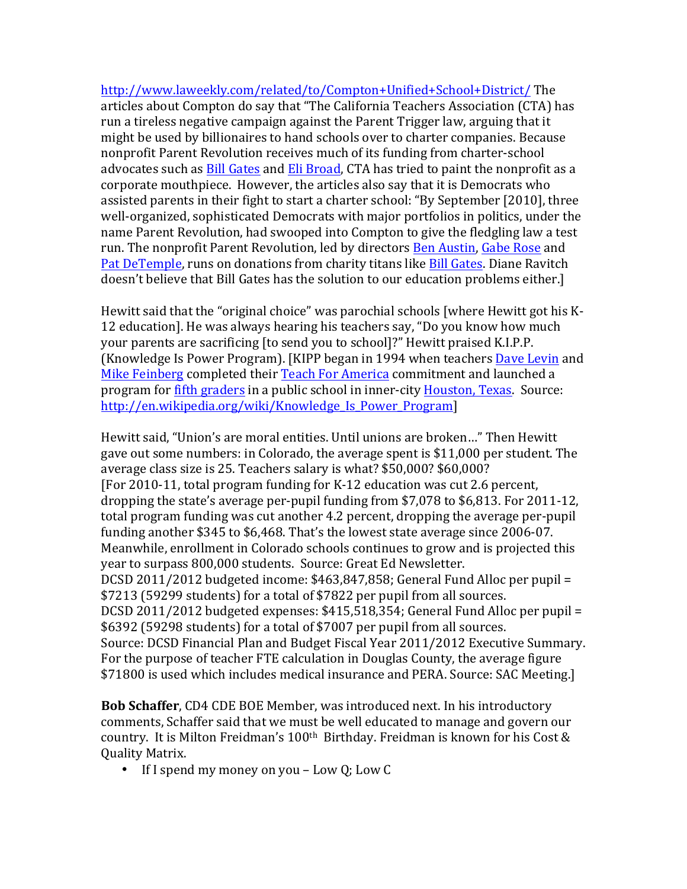[http://www.laweekly.com/related/to/Compton+Unified+School+District/](http://www.laweekly.com/related/to/Compton+Unified+School+District/) The articles about Compton do say that "The California Teachers Association (CTA) has run a tireless negative campaign against the Parent Trigger law, arguing that it might be used by billionaires to hand schools over to charter companies. Because nonprofit Parent Revolution receives much of its funding from charter-school advocates such as [Bill Gates] and [Eli Broad], CTA has tried to paint the nonprofit as a corporate mouthpiece. However, the articles also say that it is Democrats who assisted parents in their fight to start a charter school: "By September [2010], three well-organized, sophisticated Democrats with major portfolios in politics, under the name Parent Revolution, had swooped into Compton to give the fledgling law a test run. The nonprofit Parent Revolution, led by directors [Ben Austin], [Gabe Rose] and [Pat DeTemple], runs on donations from charity titans like [Bill Gates]. Diane Ravitch doesn't believe that Bill Gates has the solution to our education problems either.]

Hewitt said that the "original choice" was parochial schools [where Hewitt got his K-12 education]. He was always hearing his teachers say, "Do you know how much your parents are sacrificing [to send you to school]?" Hewitt praised K.I.P.P. (Knowledge Is Power Program). [KIPP began in 1994 when teachers [Dave Levin] and [Mike Feinberg] completed their [Teach For America] commitment and launched a program for [fifth graders] in a public school in inner-city [Houston, Texas]. Source: [http://en.wikipedia.org/wiki/Knowledge_Is_Power_Program](http://en.wikipedia.org/wiki/Knowledge_Is_Power_Program)]

Hewitt said, "Union's are moral entities. Until unions are broken…" Then Hewitt gave out some numbers: in Colorado, the average spent is $11,000 per student. The average class size is 25. Teachers salary is what? $50,000? $60,000?
[For 2010-11, total program funding for K-12 education was cut 2.6 percent, dropping the state's average per-pupil funding from $7,078 to $6,813. For 2011-12, total program funding was cut another 4.2 percent, dropping the average per-pupil funding another $345 to $6,468. That's the lowest state average since 2006-07. Meanwhile, enrollment in Colorado schools continues to grow and is projected this year to surpass 800,000 students. Source: Great Ed Newsletter.
DCSD 2011/2012 budgeted income: $463,847,858; General Fund Alloc per pupil = $7213 (59299 students) for a total of $7822 per pupil from all sources.
DCSD 2011/2012 budgeted expenses: $415,518,354; General Fund Alloc per pupil = $6392 (59298 students) for a total of $7007 per pupil from all sources.
Source: DCSD Financial Plan and Budget Fiscal Year 2011/2012 Executive Summary.
For the purpose of teacher FTE calculation in Douglas County, the average figure $71800 is used which includes medical insurance and PERA. Source: SAC Meeting.]

**Bob Schaffer**, CD4 CDE BOE Member, was introduced next. In his introductory comments, Schaffer said that we must be well educated to manage and govern our country. It is Milton Freidman's 100th Birthday. Freidman is known for his Cost & Quality Matrix.

- If I spend my money on you – Low Q; Low C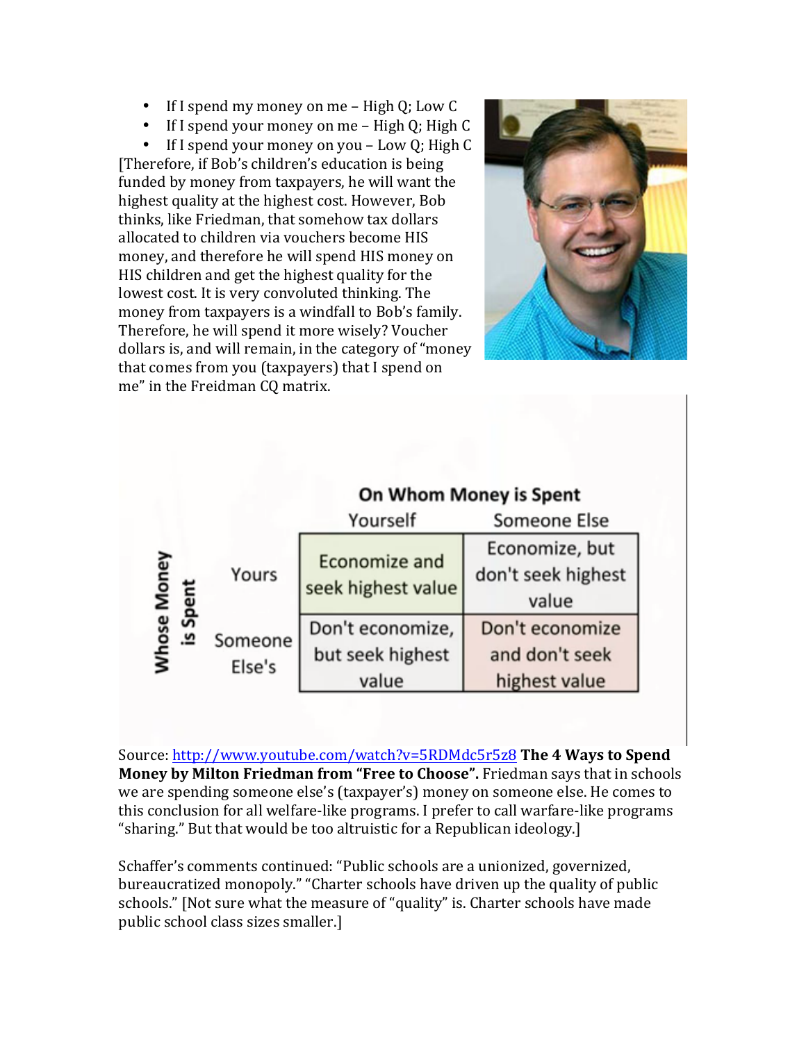- If I spend my money on me – High Q; Low C
- If I spend your money on me – High Q; High C
- If I spend your money on you – Low Q; High C

[Therefore, if Bob's children's education is being funded by money from taxpayers, he will want the highest quality at the highest cost. However, Bob thinks, like Friedman, that somehow tax dollars allocated to children via vouchers become HIS money, and therefore he will spend HIS money on HIS children and get the highest quality for the lowest cost. It is very convoluted thinking. The money from taxpayers is a windfall to Bob's family. Therefore, he will spend it more wisely? Voucher dollars is, and will remain, in the category of "money that comes from you (taxpayers) that I spend on me" in the Freidman CQ matrix.

| Whose Money is Spent | On Whom Money is Spent: Yourself | On Whom Money is Spent: Someone Else |
|---|---|---|
| Yours | Economize and seek highest value | Economize, but don't seek highest value |
| Someone Else's | Don't economize, but seek highest value | Don't economize and don't seek highest value |

Source: http://www.youtube.com/watch?v=5RDMdc5r5z8 **The 4 Ways to Spend Money by Milton Friedman from "Free to Choose".** Friedman says that in schools we are spending someone else's (taxpayer's) money on someone else. He comes to this conclusion for all welfare-like programs. I prefer to call warfare-like programs "sharing." But that would be too altruistic for a Republican ideology.]

Schaffer's comments continued: "Public schools are a unionized, governized, bureaucratized monopoly." "Charter schools have driven up the quality of public schools." [Not sure what the measure of "quality" is. Charter schools have made public school class sizes smaller.]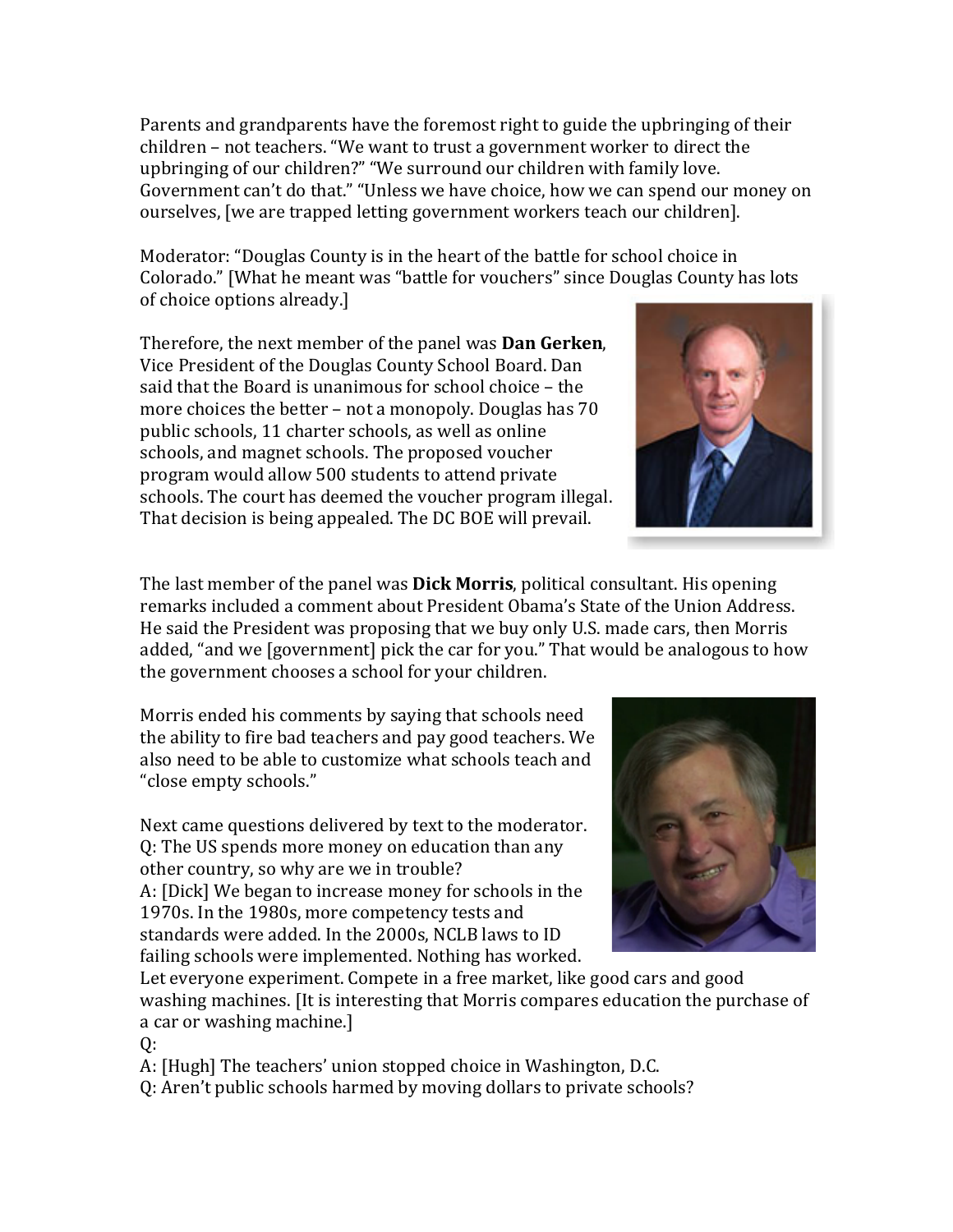Parents and grandparents have the foremost right to guide the upbringing of their children – not teachers. "We want to trust a government worker to direct the upbringing of our children?" "We surround our children with family love. Government can't do that." "Unless we have choice, how we can spend our money on ourselves, [we are trapped letting government workers teach our children].

Moderator: "Douglas County is in the heart of the battle for school choice in Colorado." [What he meant was "battle for vouchers" since Douglas County has lots of choice options already.]

Therefore, the next member of the panel was **Dan Gerken**, Vice President of the Douglas County School Board. Dan said that the Board is unanimous for school choice – the more choices the better – not a monopoly. Douglas has 70 public schools, 11 charter schools, as well as online schools, and magnet schools. The proposed voucher program would allow 500 students to attend private schools. The court has deemed the voucher program illegal. That decision is being appealed. The DC BOE will prevail.

The last member of the panel was **Dick Morris**, political consultant. His opening remarks included a comment about President Obama's State of the Union Address. He said the President was proposing that we buy only U.S. made cars, then Morris added, "and we [government] pick the car for you." That would be analogous to how the government chooses a school for your children.

Morris ended his comments by saying that schools need the ability to fire bad teachers and pay good teachers. We also need to be able to customize what schools teach and "close empty schools."

Next came questions delivered by text to the moderator.
Q: The US spends more money on education than any other country, so why are we in trouble?
A: [Dick] We began to increase money for schools in the 1970s. In the 1980s, more competency tests and standards were added. In the 2000s, NCLB laws to ID failing schools were implemented. Nothing has worked. Let everyone experiment. Compete in a free market, like good cars and good washing machines. [It is interesting that Morris compares education the purchase of a car or washing machine.]
Q:
A: [Hugh] The teachers' union stopped choice in Washington, D.C.
Q: Aren't public schools harmed by moving dollars to private schools?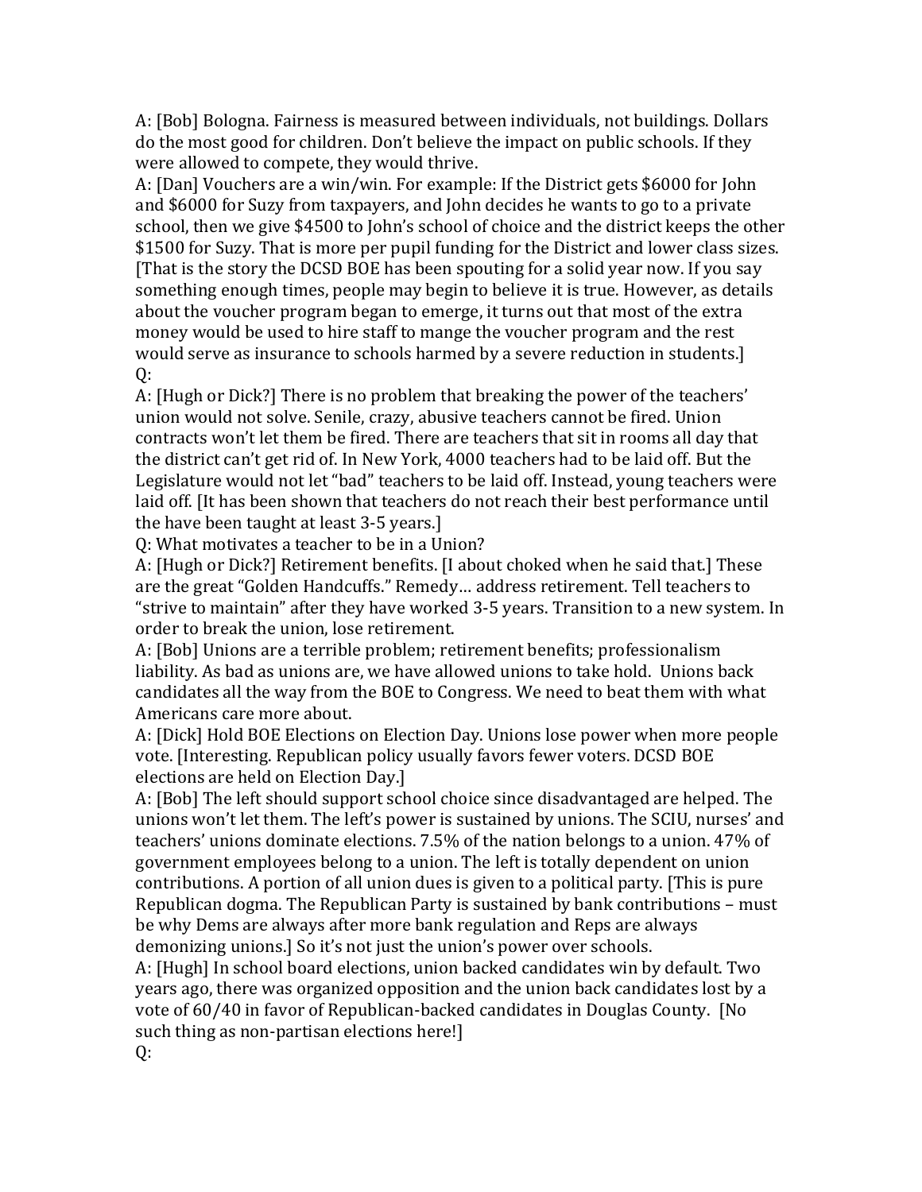A: [Bob] Bologna. Fairness is measured between individuals, not buildings. Dollars do the most good for children. Don't believe the impact on public schools. If they were allowed to compete, they would thrive.

A: [Dan] Vouchers are a win/win. For example: If the District gets $6000 for John and $6000 for Suzy from taxpayers, and John decides he wants to go to a private school, then we give $4500 to John's school of choice and the district keeps the other $1500 for Suzy. That is more per pupil funding for the District and lower class sizes. [That is the story the DCSD BOE has been spouting for a solid year now. If you say something enough times, people may begin to believe it is true. However, as details about the voucher program began to emerge, it turns out that most of the extra money would be used to hire staff to mange the voucher program and the rest would serve as insurance to schools harmed by a severe reduction in students.]

Q:

A: [Hugh or Dick?] There is no problem that breaking the power of the teachers' union would not solve. Senile, crazy, abusive teachers cannot be fired. Union contracts won't let them be fired. There are teachers that sit in rooms all day that the district can't get rid of. In New York, 4000 teachers had to be laid off. But the Legislature would not let "bad" teachers to be laid off. Instead, young teachers were laid off. [It has been shown that teachers do not reach their best performance until the have been taught at least 3-5 years.]

Q: What motivates a teacher to be in a Union?

A: [Hugh or Dick?] Retirement benefits. [I about choked when he said that.] These are the great "Golden Handcuffs." Remedy… address retirement. Tell teachers to "strive to maintain" after they have worked 3-5 years. Transition to a new system. In order to break the union, lose retirement.

A: [Bob] Unions are a terrible problem; retirement benefits; professionalism liability. As bad as unions are, we have allowed unions to take hold. Unions back candidates all the way from the BOE to Congress. We need to beat them with what Americans care more about.

A: [Dick] Hold BOE Elections on Election Day. Unions lose power when more people vote. [Interesting. Republican policy usually favors fewer voters. DCSD BOE elections are held on Election Day.]

A: [Bob] The left should support school choice since disadvantaged are helped. The unions won't let them. The left's power is sustained by unions. The SCIU, nurses' and teachers' unions dominate elections. 7.5% of the nation belongs to a union. 47% of government employees belong to a union. The left is totally dependent on union contributions. A portion of all union dues is given to a political party. [This is pure Republican dogma. The Republican Party is sustained by bank contributions – must be why Dems are always after more bank regulation and Reps are always demonizing unions.] So it's not just the union's power over schools.

A: [Hugh] In school board elections, union backed candidates win by default. Two years ago, there was organized opposition and the union back candidates lost by a vote of 60/40 in favor of Republican-backed candidates in Douglas County. [No such thing as non-partisan elections here!]

Q: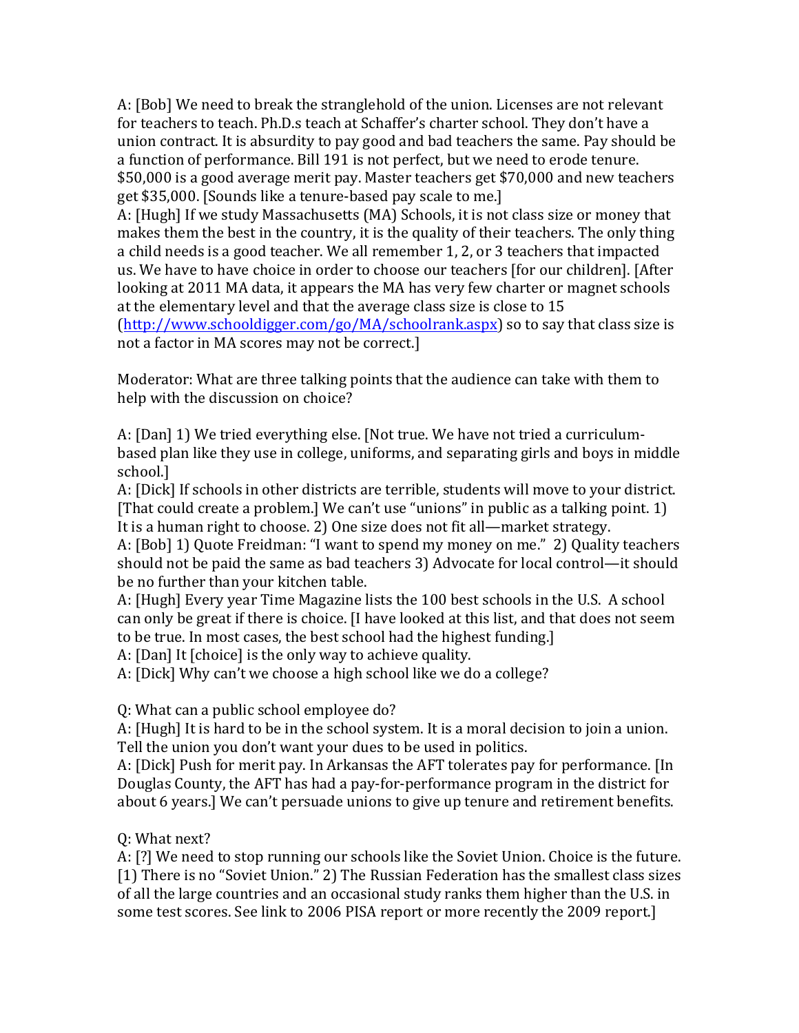A: [Bob] We need to break the stranglehold of the union. Licenses are not relevant for teachers to teach. Ph.D.s teach at Schaffer's charter school. They don't have a union contract. It is absurdity to pay good and bad teachers the same. Pay should be a function of performance. Bill 191 is not perfect, but we need to erode tenure. $50,000 is a good average merit pay. Master teachers get $70,000 and new teachers get $35,000. [Sounds like a tenure-based pay scale to me.]

A: [Hugh] If we study Massachusetts (MA) Schools, it is not class size or money that makes them the best in the country, it is the quality of their teachers. The only thing a child needs is a good teacher. We all remember 1, 2, or 3 teachers that impacted us. We have to have choice in order to choose our teachers [for our children]. [After looking at 2011 MA data, it appears the MA has very few charter or magnet schools at the elementary level and that the average class size is close to 15 (http://www.schooldigger.com/go/MA/schoolrank.aspx) so to say that class size is not a factor in MA scores may not be correct.]

Moderator: What are three talking points that the audience can take with them to help with the discussion on choice?

A: [Dan] 1) We tried everything else. [Not true. We have not tried a curriculum-based plan like they use in college, uniforms, and separating girls and boys in middle school.]

A: [Dick] If schools in other districts are terrible, students will move to your district. [That could create a problem.] We can't use "unions" in public as a talking point. 1) It is a human right to choose. 2) One size does not fit all—market strategy.

A: [Bob] 1) Quote Freidman: "I want to spend my money on me." 2) Quality teachers should not be paid the same as bad teachers 3) Advocate for local control—it should be no further than your kitchen table.

A: [Hugh] Every year Time Magazine lists the 100 best schools in the U.S. A school can only be great if there is choice. [I have looked at this list, and that does not seem to be true. In most cases, the best school had the highest funding.]

A: [Dan] It [choice] is the only way to achieve quality.

A: [Dick] Why can't we choose a high school like we do a college?

Q: What can a public school employee do?

A: [Hugh] It is hard to be in the school system. It is a moral decision to join a union. Tell the union you don't want your dues to be used in politics.

A: [Dick] Push for merit pay. In Arkansas the AFT tolerates pay for performance. [In Douglas County, the AFT has had a pay-for-performance program in the district for about 6 years.] We can't persuade unions to give up tenure and retirement benefits.

Q: What next?

A: [?] We need to stop running our schools like the Soviet Union. Choice is the future. [1) There is no "Soviet Union." 2) The Russian Federation has the smallest class sizes of all the large countries and an occasional study ranks them higher than the U.S. in some test scores. See link to 2006 PISA report or more recently the 2009 report.]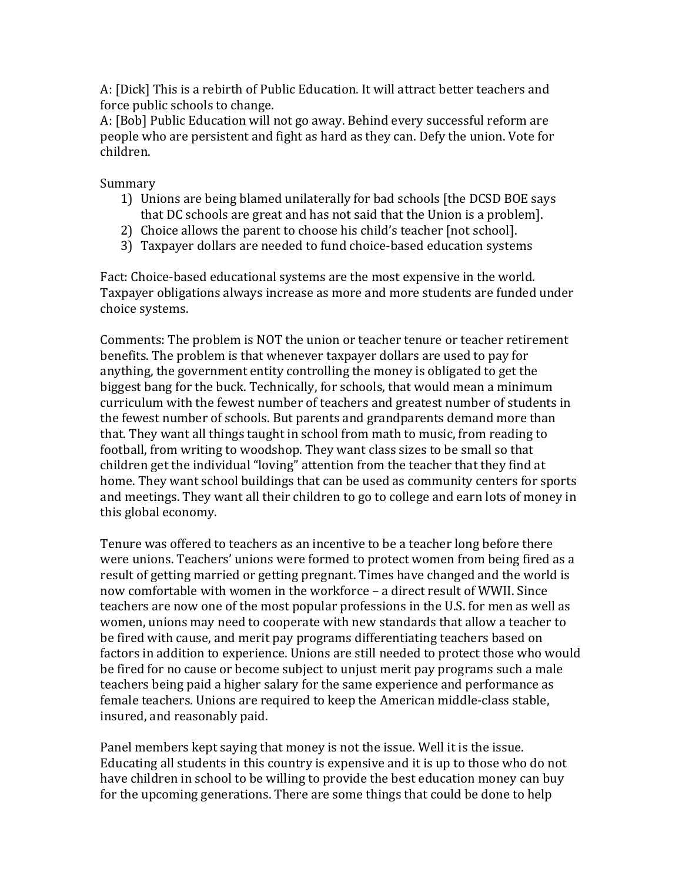A: [Dick] This is a rebirth of Public Education. It will attract better teachers and force public schools to change.
A: [Bob] Public Education will not go away. Behind every successful reform are people who are persistent and fight as hard as they can. Defy the union. Vote for children.

Summary

1) Unions are being blamed unilaterally for bad schools [the DCSD BOE says that DC schools are great and has not said that the Union is a problem].
2) Choice allows the parent to choose his child's teacher [not school].
3) Taxpayer dollars are needed to fund choice-based education systems

Fact: Choice-based educational systems are the most expensive in the world. Taxpayer obligations always increase as more and more students are funded under choice systems.

Comments: The problem is NOT the union or teacher tenure or teacher retirement benefits. The problem is that whenever taxpayer dollars are used to pay for anything, the government entity controlling the money is obligated to get the biggest bang for the buck. Technically, for schools, that would mean a minimum curriculum with the fewest number of teachers and greatest number of students in the fewest number of schools. But parents and grandparents demand more than that. They want all things taught in school from math to music, from reading to football, from writing to woodshop. They want class sizes to be small so that children get the individual "loving" attention from the teacher that they find at home. They want school buildings that can be used as community centers for sports and meetings. They want all their children to go to college and earn lots of money in this global economy.

Tenure was offered to teachers as an incentive to be a teacher long before there were unions. Teachers' unions were formed to protect women from being fired as a result of getting married or getting pregnant. Times have changed and the world is now comfortable with women in the workforce – a direct result of WWII. Since teachers are now one of the most popular professions in the U.S. for men as well as women, unions may need to cooperate with new standards that allow a teacher to be fired with cause, and merit pay programs differentiating teachers based on factors in addition to experience. Unions are still needed to protect those who would be fired for no cause or become subject to unjust merit pay programs such a male teachers being paid a higher salary for the same experience and performance as female teachers. Unions are required to keep the American middle-class stable, insured, and reasonably paid.

Panel members kept saying that money is not the issue. Well it is the issue. Educating all students in this country is expensive and it is up to those who do not have children in school to be willing to provide the best education money can buy for the upcoming generations. There are some things that could be done to help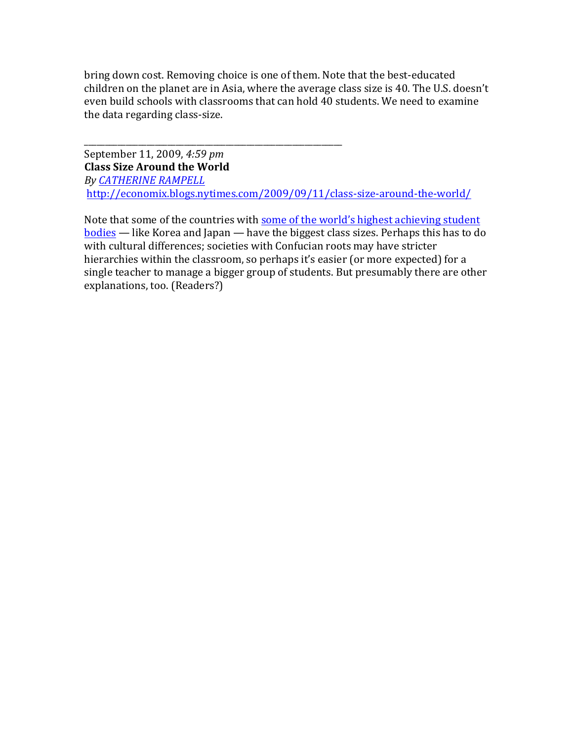bring down cost. Removing choice is one of them. Note that the best-educated children on the planet are in Asia, where the average class size is 40. The U.S. doesn't even build schools with classrooms that can hold 40 students. We need to examine the data regarding class-size.

---

September 11, 2009, *4:59 pm*
**Class Size Around the World**
*By [CATHERINE RAMPELL]()*
[http://economix.blogs.nytimes.com/2009/09/11/class-size-around-the-world/](http://economix.blogs.nytimes.com/2009/09/11/class-size-around-the-world/)

Note that some of the countries with [some of the world's highest achieving student bodies]() — like Korea and Japan — have the biggest class sizes. Perhaps this has to do with cultural differences; societies with Confucian roots may have stricter hierarchies within the classroom, so perhaps it's easier (or more expected) for a single teacher to manage a bigger group of students. But presumably there are other explanations, too. (Readers?)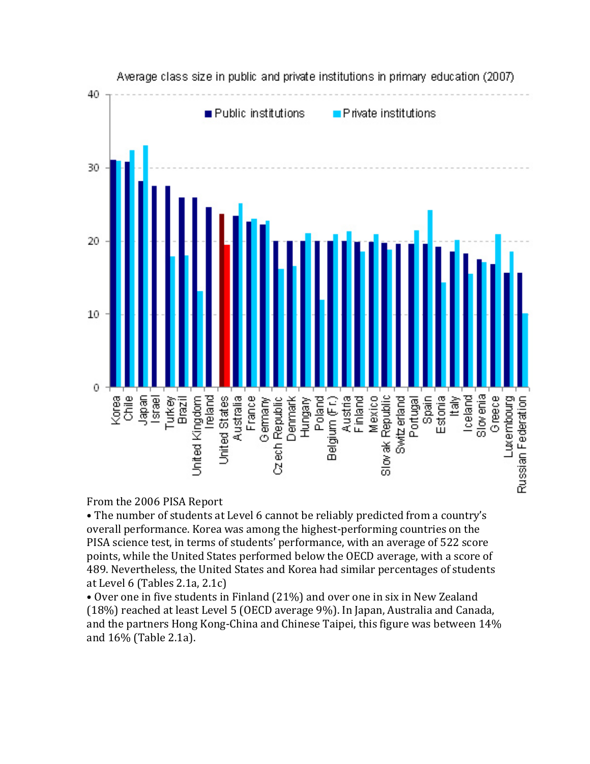Average class size in public and private institutions in primary education (2007)

Public institutions

Private institutions

40

30

20

10

0

Korea
Chile
Japan
Israel
Turkey
Brazil
United Kingdom
Ireland
United States
Australia
France
Germany
Czech Republic
Denmark
Hungary
Poland
Belgium (Fr.)
Austria
Finland
Mexico
Slovak Republic
Switzerland
Portugal
Spain
Estonia
Italy
Iceland
Slovenia
Greece
Luxembourg
Russian Federation

From the 2006 PISA Report

- The number of students at Level 6 cannot be reliably predicted from a country's overall performance. Korea was among the highest-performing countries on the PISA science test, in terms of students' performance, with an average of 522 score points, while the United States performed below the OECD average, with a score of 489. Nevertheless, the United States and Korea had similar percentages of students at Level 6 (Tables 2.1a, 2.1c)
- Over one in five students in Finland (21%) and over one in six in New Zealand (18%) reached at least Level 5 (OECD average 9%). In Japan, Australia and Canada, and the partners Hong Kong-China and Chinese Taipei, this figure was between 14% and 16% (Table 2.1a).